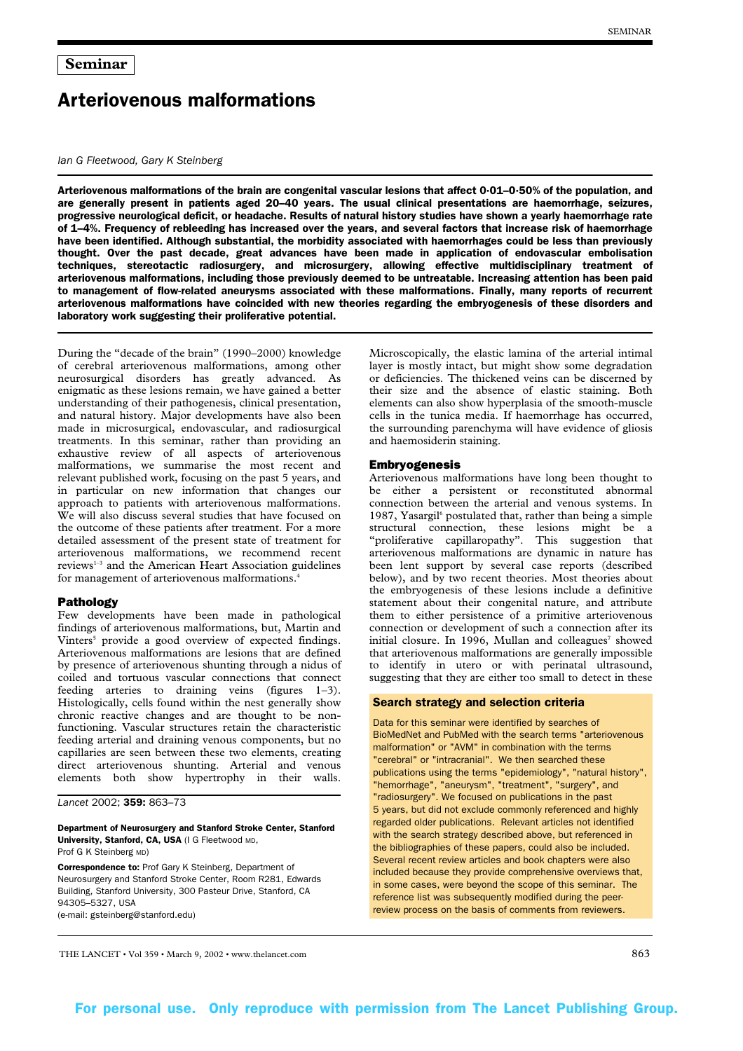Seminar

# Arteriovenous malformations

*Ian G Fleetwood, Gary K Steinberg*

**Arteriovenous malformations of the brain are congenital vascular lesions that affect 0·01–0·50% of the population, and are generally present in patients aged 20–40 years. The usual clinical presentations are haemorrhage, seizures, progressive neurological deficit, or headache. Results of natural history studies have shown a yearly haemorrhage rate of 1–4%. Frequency of rebleeding has increased over the years, and several factors that increase risk of haemorrhage have been identified. Although substantial, the morbidity associated with haemorrhages could be less than previously thought. Over the past decade, great advances have been made in application of endovascular embolisation techniques, stereotactic radiosurgery, and microsurgery, allowing effective multidisciplinary treatment of arteriovenous malformations, including those previously deemed to be untreatable. Increasing attention has been paid to management of flow-related aneurysms associated with these malformations. Finally, many reports of recurrent arteriovenous malformations have coincided with new theories regarding the embryogenesis of these disorders and laboratory work suggesting their proliferative potential.**

During the "decade of the brain" (1990–2000) knowledge of cerebral arteriovenous malformations, among other neurosurgical disorders has greatly advanced. As enigmatic as these lesions remain, we have gained a better understanding of their pathogenesis, clinical presentation, and natural history. Major developments have also been made in microsurgical, endovascular, and radiosurgical treatments. In this seminar, rather than providing an exhaustive review of all aspects of arteriovenous malformations, we summarise the most recent and relevant published work, focusing on the past 5 years, and in particular on new information that changes our approach to patients with arteriovenous malformations. We will also discuss several studies that have focused on the outcome of these patients after treatment. For a more detailed assessment of the present state of treatment for arteriovenous malformations, we recommend recent reviews[1–3] and the American Heart Association guidelines for management of arteriovenous malformations.[4]

## Pathology

Few developments have been made in pathological findings of arteriovenous malformations, but, Martin and Vinters[5] provide a good overview of expected findings. Arteriovenous malformations are lesions that are defined by presence of arteriovenous shunting through a nidus of coiled and tortuous vascular connections that connect feeding arteries to draining veins (figures 1–3). Histologically, cells found within the nest generally show chronic reactive changes and are thought to be non-functioning. Vascular structures retain the characteristic feeding arterial and draining venous components, but no capillaries are seen between these two elements, creating direct arteriovenous shunting. Arterial and venous elements both show hypertrophy in their walls. Microscopically, the elastic lamina of the arterial intimal layer is mostly intact, but might show some degradation or deficiencies. The thickened veins can be discerned by their size and the absence of elastic staining. Both elements can also show hyperplasia of the smooth-muscle cells in the tunica media. If haemorrhage has occurred, the surrounding parenchyma will have evidence of gliosis and haemosiderin staining.

## Embryogenesis

Arteriovenous malformations have long been thought to be either a persistent or reconstituted abnormal connection between the arterial and venous systems. In 1987, Yasargil[6] postulated that, rather than being a simple structural connection, these lesions might be a "proliferative capillaropathy". This suggestion that arteriovenous malformations are dynamic in nature has been lent support by several case reports (described below), and by two recent theories. Most theories about the embryogenesis of these lesions include a definitive statement about their congenital nature, and attribute them to either persistence of a primitive arteriovenous connection or development of such a connection after its initial closure. In 1996, Mullan and colleagues[7] showed that arteriovenous malformations are generally impossible to identify in utero or with perinatal ultrasound, suggesting that they are either too small to detect in these

*Lancet* 2002; **359:** 863–73

**Department of Neurosurgery and Stanford Stroke Center, Stanford University, Stanford, CA, USA** (I G Fleetwood MD, Prof G K Steinberg MD)

**Correspondence to:** Prof Gary K Steinberg, Department of Neurosurgery and Stanford Stroke Center, Room R281, Edwards Building, Stanford University, 300 Pasteur Drive, Stanford, CA 94305–5327, USA
(e-mail: gsteinberg@stanford.edu)

### Search strategy and selection criteria

Data for this seminar were identified by searches of BioMedNet and PubMed with the search terms "arteriovenous malformation" or "AVM" in combination with the terms "cerebral" or "intracranial". We then searched these publications using the terms "epidemiology", "natural history", "hemorrhage", "aneurysm", "treatment", "surgery", and "radiosurgery". We focused on publications in the past 5 years, but did not exclude commonly referenced and highly regarded older publications. Relevant articles not identified with the search strategy described above, but referenced in the bibliographies of these papers, could also be included. Several recent review articles and book chapters were also included because they provide comprehensive overviews that, in some cases, were beyond the scope of this seminar. The reference list was subsequently modified during the peer-review process on the basis of comments from reviewers.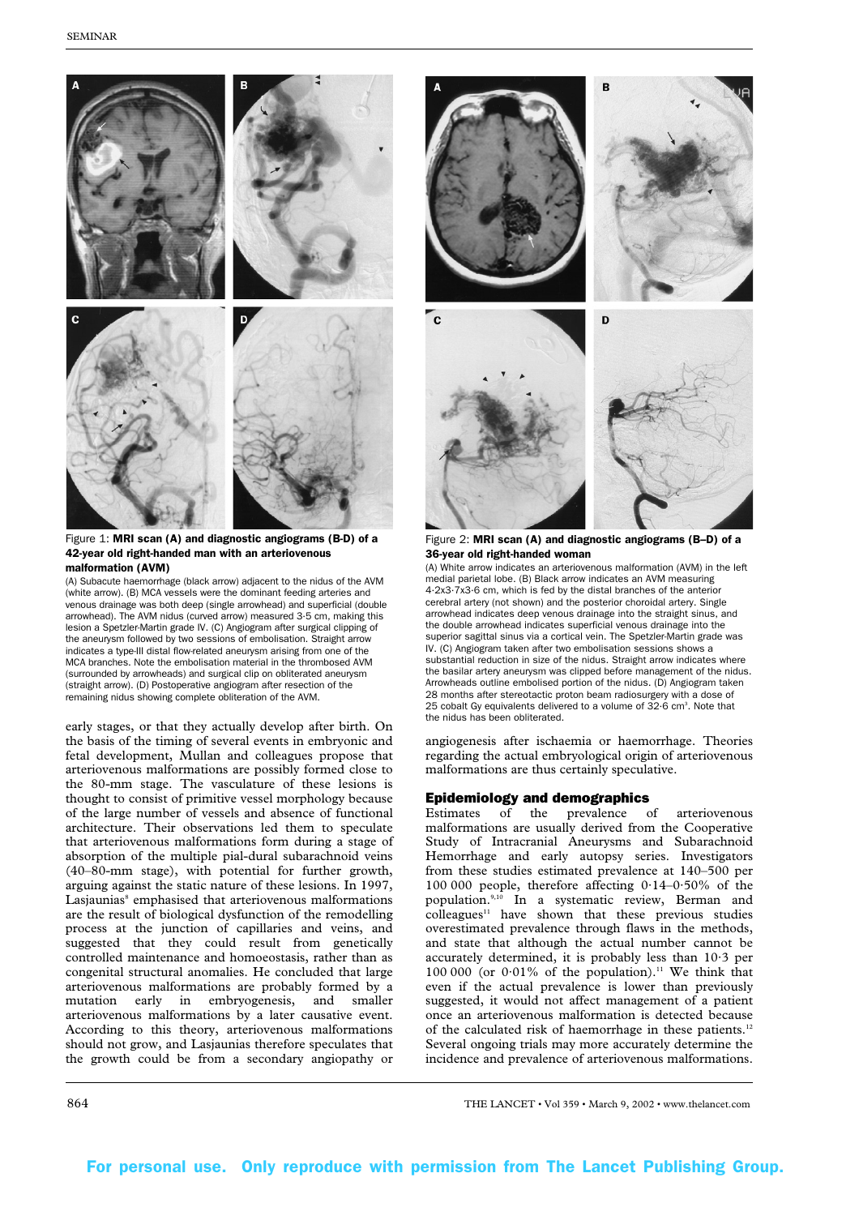Figure 1: **MRI scan (A) and diagnostic angiograms (B-D) of a 42-year old right-handed man with an arteriovenous malformation (AVM)**

(A) Subacute haemorrhage (black arrow) adjacent to the nidus of the AVM (white arrow). (B) MCA vessels were the dominant feeding arteries and venous drainage was both deep (single arrowhead) and superficial (double arrowhead). The AVM nidus (curved arrow) measured 3·5 cm, making this lesion a Spetzler-Martin grade IV. (C) Angiogram after surgical clipping of the aneurysm followed by two sessions of embolisation. Straight arrow indicates a type-III distal flow-related aneurysm arising from one of the MCA branches. Note the embolisation material in the thrombosed AVM (surrounded by arrowheads) and surgical clip on obliterated aneurysm (straight arrow). (D) Postoperative angiogram after resection of the remaining nidus showing complete obliteration of the AVM.

Figure 2: **MRI scan (A) and diagnostic angiograms (B–D) of a 36-year old right-handed woman**

(A) White arrow indicates an arteriovenous malformation (AVM) in the left medial parietal lobe. (B) Black arrow indicates an AVM measuring 4·2x3·7x3·6 cm, which is fed by the distal branches of the anterior cerebral artery (not shown) and the posterior choroidal artery. Single arrowhead indicates deep venous drainage into the straight sinus, and the double arrowhead indicates superficial venous drainage into the superior sagittal sinus via a cortical vein. The Spetzler-Martin grade was IV. (C) Angiogram taken after two embolisation sessions shows a substantial reduction in size of the nidus. Straight arrow indicates where the basilar artery aneurysm was clipped before management of the nidus. Arrowheads outline embolised portion of the nidus. (D) Angiogram taken 28 months after stereotactic proton beam radiosurgery with a dose of 25 cobalt Gy equivalents delivered to a volume of 32·6 $cm^3$. Note that the nidus has been obliterated.

early stages, or that they actually develop after birth. On the basis of the timing of several events in embryonic and fetal development, Mullan and colleagues propose that arteriovenous malformations are possibly formed close to the 80-mm stage. The vasculature of these lesions is thought to consist of primitive vessel morphology because of the large number of vessels and absence of functional architecture. Their observations led them to speculate that arteriovenous malformations form during a stage of absorption of the multiple pial-dural subarachnoid veins (40–80-mm stage), with potential for further growth, arguing against the static nature of these lesions. In 1997, Lasjaunias[8] emphasised that arteriovenous malformations are the result of biological dysfunction of the remodelling process at the junction of capillaries and veins, and suggested that they could result from genetically controlled maintenance and homoeostasis, rather than as congenital structural anomalies. He concluded that large arteriovenous malformations are probably formed by a mutation early in embryogenesis, and smaller arteriovenous malformations by a later causative event. According to this theory, arteriovenous malformations should not grow, and Lasjaunias therefore speculates that the growth could be from a secondary angiopathy or angiogenesis after ischaemia or haemorrhage. Theories regarding the actual embryological origin of arteriovenous malformations are thus certainly speculative.

## Epidemiology and demographics

Estimates of the prevalence of arteriovenous malformations are usually derived from the Cooperative Study of Intracranial Aneurysms and Subarachnoid Hemorrhage and early autopsy series. Investigators from these studies estimated prevalence at 140–500 per 100 000 people, therefore affecting 0·14–0·50% of the population.[9,10] In a systematic review, Berman and colleagues[11] have shown that these previous studies overestimated prevalence through flaws in the methods, and state that although the actual number cannot be accurately determined, it is probably less than 10·3 per 100 000 (or 0·01% of the population).[11] We think that even if the actual prevalence is lower than previously suggested, it would not affect management of a patient once an arteriovenous malformation is detected because of the calculated risk of haemorrhage in these patients.[12] Several ongoing trials may more accurately determine the incidence and prevalence of arteriovenous malformations.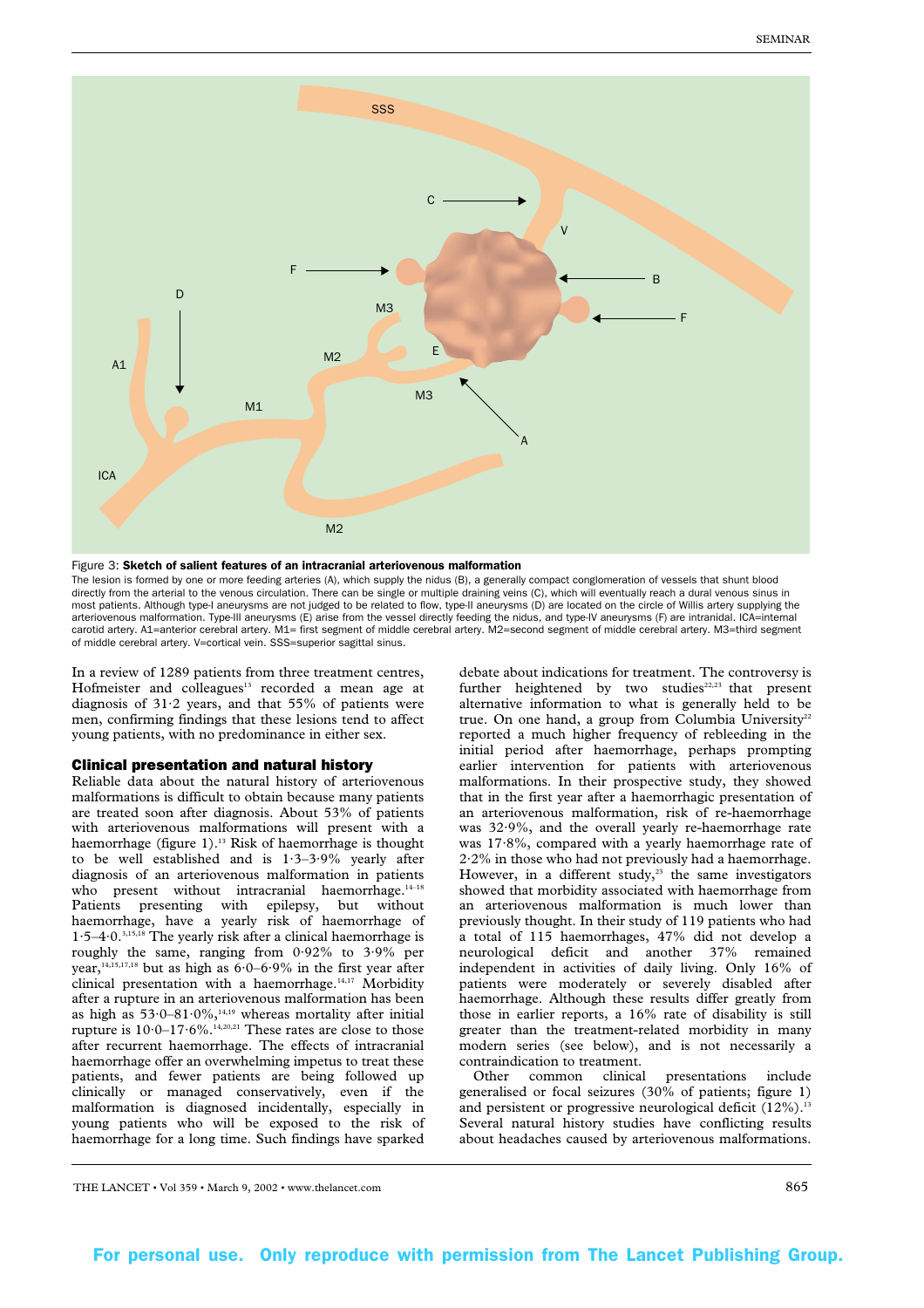Figure 3: **Sketch of salient features of an intracranial arteriovenous malformation**

The lesion is formed by one or more feeding arteries (A), which supply the nidus (B), a generally compact conglomeration of vessels that shunt blood directly from the arterial to the venous circulation. There can be single or multiple draining veins (C), which will eventually reach a dural venous sinus in most patients. Although type-I aneurysms are not judged to be related to flow, type-II aneurysms (D) are located on the circle of Willis artery supplying the arteriovenous malformation. Type-III aneurysms (E) arise from the vessel directly feeding the nidus, and type-IV aneurysms (F) are intranidal. ICA=internal carotid artery. A1=anterior cerebral artery. M1= first segment of middle cerebral artery. M2=second segment of middle cerebral artery. M3=third segment of middle cerebral artery. V=cortical vein. SSS=superior sagittal sinus.

In a review of 1289 patients from three treatment centres, Hofmeister and colleagues[13] recorded a mean age at diagnosis of 31·2 years, and that 55% of patients were men, confirming findings that these lesions tend to affect young patients, with no predominance in either sex.

## Clinical presentation and natural history

Reliable data about the natural history of arteriovenous malformations is difficult to obtain because many patients are treated soon after diagnosis. About 53% of patients with arteriovenous malformations will present with a haemorrhage (figure 1).[13] Risk of haemorrhage is thought to be well established and is 1·3–3·9% yearly after diagnosis of an arteriovenous malformation in patients who present without intracranial haemorrhage.[14–18] Patients presenting with epilepsy, but without haemorrhage, have a yearly risk of haemorrhage of 1·5–4·0.[3,15,18] The yearly risk after a clinical haemorrhage is roughly the same, ranging from 0·92% to 3·9% per year,[14,15,17,18] but as high as 6·0–6·9% in the first year after clinical presentation with a haemorrhage.[14,17] Morbidity after a rupture in an arteriovenous malformation has been as high as 53·0–81·0%,[14,19] whereas mortality after initial rupture is 10·0–17·6%.[14,20,21] These rates are close to those after recurrent haemorrhage. The effects of intracranial haemorrhage offer an overwhelming impetus to treat these patients, and fewer patients are being followed up clinically or managed conservatively, even if the malformation is diagnosed incidentally, especially in young patients who will be exposed to the risk of haemorrhage for a long time. Such findings have sparked debate about indications for treatment. The controversy is further heightened by two studies[22,23] that present alternative information to what is generally held to be true. On one hand, a group from Columbia University[22] reported a much higher frequency of rebleeding in the initial period after haemorrhage, perhaps prompting earlier intervention for patients with arteriovenous malformations. In their prospective study, they showed that in the first year after a haemorrhagic presentation of an arteriovenous malformation, risk of re-haemorrhage was 32·9%, and the overall yearly re-haemorrhage rate was 17·8%, compared with a yearly haemorrhage rate of 2·2% in those who had not previously had a haemorrhage. However, in a different study,[23] the same investigators showed that morbidity associated with haemorrhage from an arteriovenous malformation is much lower than previously thought. In their study of 119 patients who had a total of 115 haemorrhages, 47% did not develop a neurological deficit and another 37% remained independent in activities of daily living. Only 16% of patients were moderately or severely disabled after haemorrhage. Although these results differ greatly from those in earlier reports, a 16% rate of disability is still greater than the treatment-related morbidity in many modern series (see below), and is not necessarily a contraindication to treatment.

Other common clinical presentations include generalised or focal seizures (30% of patients; figure 1) and persistent or progressive neurological deficit (12%).[13] Several natural history studies have conflicting results about headaches caused by arteriovenous malformations.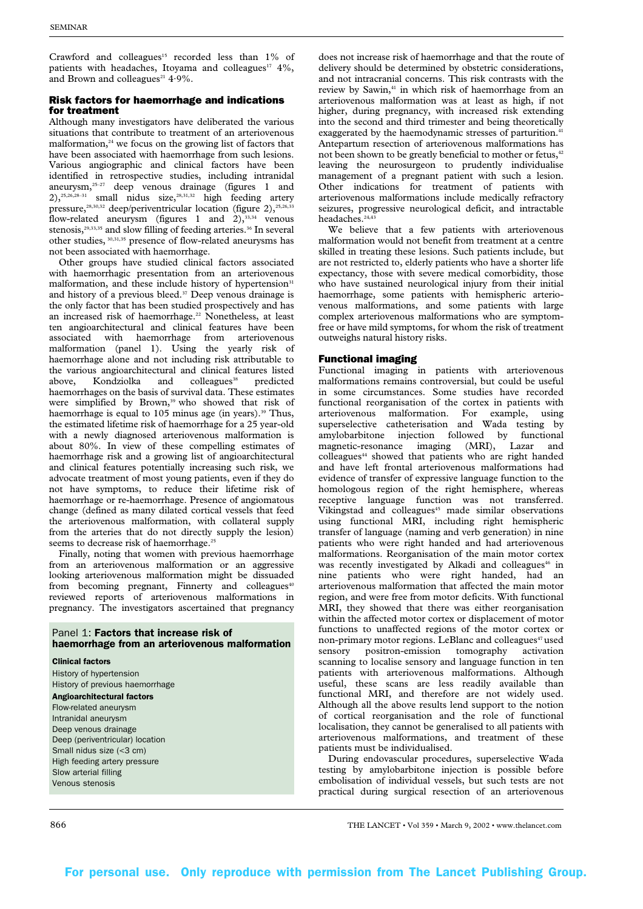Crawford and colleagues[15] recorded less than 1% of patients with headaches, Itoyama and colleagues[17] 4%, and Brown and colleagues[21] 4·9%.

## Risk factors for haemorrhage and indications for treatment

Although many investigators have deliberated the various situations that contribute to treatment of an arteriovenous malformation,[24] we focus on the growing list of factors that have been associated with haemorrhage from such lesions. Various angiographic and clinical factors have been identified in retrospective studies, including intranidal aneurysm,[25–27] deep venous drainage (figures 1 and 2),[25,26,28–31] small nidus size,[28,31,32] high feeding artery pressure,[28,30,32] deep/periventricular location (figure 2),[25,26,33] flow-related aneurysm (figures 1 and 2),[33,34] venous stenosis,[29,33,35] and slow filling of feeding arteries.[36] In several other studies,[30,31,35] presence of flow-related aneurysms has not been associated with haemorrhage.

Other groups have studied clinical factors associated with haemorrhagic presentation from an arteriovenous malformation, and these include history of hypertension[31] and history of a previous bleed.[37] Deep venous drainage is the only factor that has been studied prospectively and has an increased risk of haemorrhage.[22] Nonetheless, at least ten angioarchitectural and clinical features have been associated with haemorrhage from arteriovenous malformation (panel 1). Using the yearly risk of haemorrhage alone and not including risk attributable to the various angioarchitectural and clinical features listed above, Kondziolka and colleagues[38] predicted haemorrhages on the basis of survival data. These estimates were simplified by Brown,[39] who showed that risk of haemorrhage is equal to 105 minus age (in years).[39] Thus, the estimated lifetime risk of haemorrhage for a 25 year-old with a newly diagnosed arteriovenous malformation is about 80%. In view of these compelling estimates of haemorrhage risk and a growing list of angioarchitectural and clinical features potentially increasing such risk, we advocate treatment of most young patients, even if they do not have symptoms, to reduce their lifetime risk of haemorrhage or re-haemorrhage. Presence of angiomatous change (defined as many dilated cortical vessels that feed the arteriovenous malformation, with collateral supply from the arteries that do not directly supply the lesion) seems to decrease risk of haemorrhage.[25]

Finally, noting that women with previous haemorrhage from an arteriovenous malformation or an aggressive looking arteriovenous malformation might be dissuaded from becoming pregnant, Finnerty and colleagues[40] reviewed reports of arteriovenous malformations in pregnancy. The investigators ascertained that pregnancy does not increase risk of haemorrhage and that the route of delivery should be determined by obstetric considerations, and not intracranial concerns. This risk contrasts with the review by Sawin,[41] in which risk of haemorrhage from an arteriovenous malformation was at least as high, if not higher, during pregnancy, with increased risk extending into the second and third trimester and being theoretically exaggerated by the haemodynamic stresses of parturition.[41] Antepartum resection of arteriovenous malformations has not been shown to be greatly beneficial to mother or fetus,[42] leaving the neurosurgeon to prudently individualise management of a pregnant patient with such a lesion. Other indications for treatment of patients with arteriovenous malformations include medically refractory seizures, progressive neurological deficit, and intractable headaches.[24,43]

We believe that a few patients with arteriovenous malformation would not benefit from treatment at a centre skilled in treating these lesions. Such patients include, but are not restricted to, elderly patients who have a shorter life expectancy, those with severe medical comorbidity, those who have sustained neurological injury from their initial haemorrhage, some patients with hemispheric arteriovenous malformations, and some patients with large complex arteriovenous malformations who are symptom-free or have mild symptoms, for whom the risk of treatment outweighs natural history risks.

**Panel 1: Factors that increase risk of haemorrhage from an arteriovenous malformation**

**Clinical factors**
- History of hypertension
- History of previous haemorrhage

**Angioarchitectural factors**
- Flow-related aneurysm
- Intranidal aneurysm
- Deep venous drainage
- Deep (periventricular) location
- Small nidus size (<3 cm)
- High feeding artery pressure
- Slow arterial filling
- Venous stenosis

## Functional imaging

Functional imaging in patients with arteriovenous malformations remains controversial, but could be useful in some circumstances. Some studies have recorded functional reorganisation of the cortex in patients with arteriovenous malformation. For example, using superselective catheterisation and Wada testing by amylobarbitone injection followed by functional magnetic-resonance imaging (MRI), Lazar and colleagues[44] showed that patients who are right handed and have left frontal arteriovenous malformations had evidence of transfer of expressive language function to the homologous region of the right hemisphere, whereas receptive language function was not transferred. Vikingstad and colleagues[45] made similar observations using functional MRI, including right hemispheric transfer of language (naming and verb generation) in nine patients who were right handed and had arteriovenous malformations. Reorganisation of the main motor cortex was recently investigated by Alkadi and colleagues[46] in nine patients who were right handed, had an arteriovenous malformation that affected the main motor region, and were free from motor deficits. With functional MRI, they showed that there was either reorganisation within the affected motor cortex or displacement of motor functions to unaffected regions of the motor cortex or non-primary motor regions. LeBlanc and colleagues[47] used sensory positron-emission tomography activation scanning to localise sensory and language function in ten patients with arteriovenous malformations. Although useful, these scans are less readily available than functional MRI, and therefore are not widely used. Although all the above results lend support to the notion of cortical reorganisation and the role of functional localisation, they cannot be generalised to all patients with arteriovenous malformations, and treatment of these patients must be individualised.

During endovascular procedures, superselective Wada testing by amylobarbitone injection is possible before embolisation of individual vessels, but such tests are not practical during surgical resection of an arteriovenous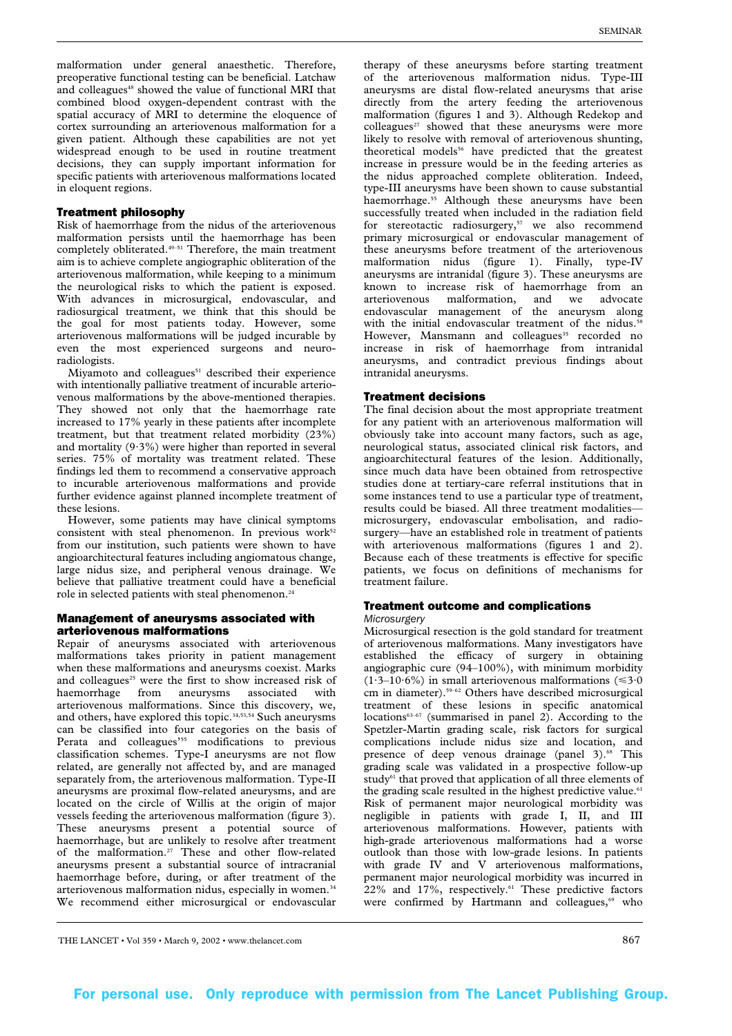malformation under general anaesthetic. Therefore, preoperative functional testing can be beneficial. Latchaw and colleagues[48] showed the value of functional MRI that combined blood oxygen-dependent contrast with the spatial accuracy of MRI to determine the eloquence of cortex surrounding an arteriovenous malformation for a given patient. Although these capabilities are not yet widespread enough to be used in routine treatment decisions, they can supply important information for specific patients with arteriovenous malformations located in eloquent regions.

## Treatment philosophy

Risk of haemorrhage from the nidus of the arteriovenous malformation persists until the haemorrhage has been completely obliterated.[49–51] Therefore, the main treatment aim is to achieve complete angiographic obliteration of the arteriovenous malformation, while keeping to a minimum the neurological risks to which the patient is exposed. With advances in microsurgical, endovascular, and radiosurgical treatment, we think that this should be the goal for most patients today. However, some arteriovenous malformations will be judged incurable by even the most experienced surgeons and neuroradiologists.

Miyamoto and colleagues[51] described their experience with intentionally palliative treatment of incurable arteriovenous malformations by the above-mentioned therapies. They showed not only that the haemorrhage rate increased to 17% yearly in these patients after incomplete treatment, but that treatment related morbidity (23%) and mortality (9·3%) were higher than reported in several series. 75% of mortality was treatment related. These findings led them to recommend a conservative approach to incurable arteriovenous malformations and provide further evidence against planned incomplete treatment of these lesions.

However, some patients may have clinical symptoms consistent with steal phenomenon. In previous work[52] from our institution, such patients were shown to have angioarchitectural features including angiomatous change, large nidus size, and peripheral venous drainage. We believe that palliative treatment could have a beneficial role in selected patients with steal phenomenon.[24]

## Management of aneurysms associated with arteriovenous malformations

Repair of aneurysms associated with arteriovenous malformations takes priority in patient management when these malformations and aneurysms coexist. Marks and colleagues[25] were the first to show increased risk of haemorrhage from aneurysms associated with arteriovenous malformations. Since this discovery, we, and others, have explored this topic.[34,53,54] Such aneurysms can be classified into four categories on the basis of Perata and colleagues'[55] modifications to previous classification schemes. Type-I aneurysms are not flow related, are generally not affected by, and are managed separately from, the arteriovenous malformation. Type-II aneurysms are proximal flow-related aneurysms, and are located on the circle of Willis at the origin of major vessels feeding the arteriovenous malformation (figure 3). These aneurysms present a potential source of haemorrhage, but are unlikely to resolve after treatment of the malformation.[27] These and other flow-related aneurysms present a substantial source of intracranial haemorrhage before, during, or after treatment of the arteriovenous malformation nidus, especially in women.[34] We recommend either microsurgical or endovascular therapy of these aneurysms before starting treatment of the arteriovenous malformation nidus. Type-III aneurysms are distal flow-related aneurysms that arise directly from the artery feeding the arteriovenous malformation (figures 1 and 3). Although Redekop and colleagues[27] showed that these aneurysms were more likely to resolve with removal of arteriovenous shunting, theoretical models[56] have predicted that the greatest increase in pressure would be in the feeding arteries as the nidus approached complete obliteration. Indeed, type-III aneurysms have been shown to cause substantial haemorrhage.[55] Although these aneurysms have been successfully treated when included in the radiation field for stereotactic radiosurgery,[57] we also recommend primary microsurgical or endovascular management of these aneurysms before treatment of the arteriovenous malformation nidus (figure 1). Finally, type-IV aneurysms are intranidal (figure 3). These aneurysms are known to increase risk of haemorrhage from an arteriovenous malformation, and we advocate endovascular management of the aneurysm along with the initial endovascular treatment of the nidus.[58] However, Mansmann and colleagues[35] recorded no increase in risk of haemorrhage from intranidal aneurysms, and contradict previous findings about intranidal aneurysms.

## Treatment decisions

The final decision about the most appropriate treatment for any patient with an arteriovenous malformation will obviously take into account many factors, such as age, neurological status, associated clinical risk factors, and angioarchitectural features of the lesion. Additionally, since much data have been obtained from retrospective studies done at tertiary-care referral institutions that in some instances tend to use a particular type of treatment, results could be biased. All three treatment modalities—microsurgery, endovascular embolisation, and radiosurgery—have an established role in treatment of patients with arteriovenous malformations (figures 1 and 2). Because each of these treatments is effective for specific patients, we focus on definitions of mechanisms for treatment failure.

## Treatment outcome and complications

### *Microsurgery*

Microsurgical resection is the gold standard for treatment of arteriovenous malformations. Many investigators have established the efficacy of surgery in obtaining angiographic cure (94–100%), with minimum morbidity (1·3–10·6%) in small arteriovenous malformations (≤3·0 cm in diameter).[59–62] Others have described microsurgical treatment of these lesions in specific anatomical locations[63–67] (summarised in panel 2). According to the Spetzler-Martin grading scale, risk factors for surgical complications include nidus size and location, and presence of deep venous drainage (panel 3).[68] This grading scale was validated in a prospective follow-up study[61] that proved that application of all three elements of the grading scale resulted in the highest predictive value.[61] Risk of permanent major neurological morbidity was negligible in patients with grade I, II, and III arteriovenous malformations. However, patients with high-grade arteriovenous malformations had a worse outlook than those with low-grade lesions. In patients with grade IV and V arteriovenous malformations, permanent major neurological morbidity was incurred in 22% and 17%, respectively.[61] These predictive factors were confirmed by Hartmann and colleagues,[69] who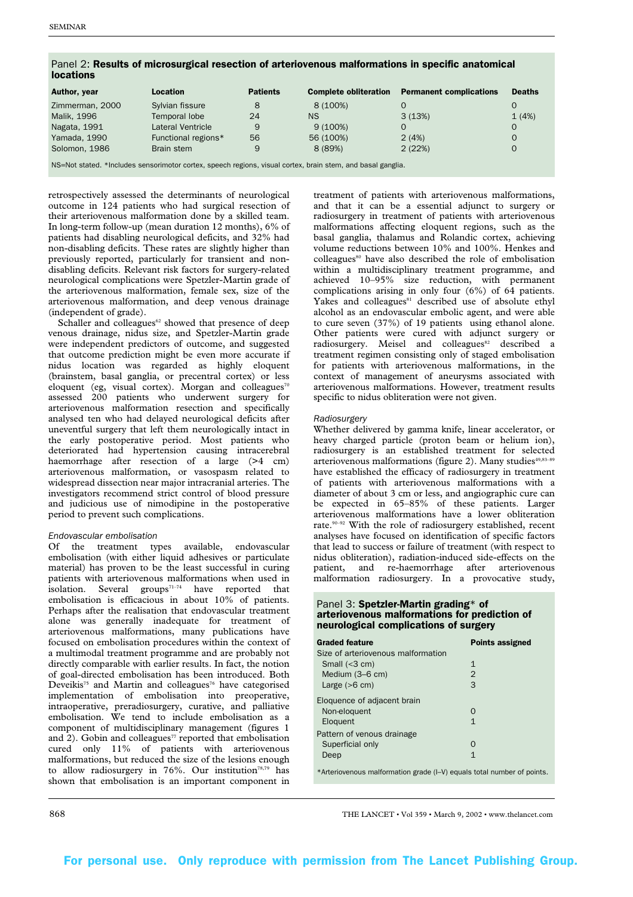Panel 2: **Results of microsurgical resection of arteriovenous malformations in specific anatomical locations**

| Author, year | Location | Patients | Complete obliteration | Permanent complications | Deaths |
|---|---|---|---|---|---|
| Zimmerman, 2000 | Sylvian fissure | 8 | 8 (100%) | 0 | 0 |
| Malik, 1996 | Temporal lobe | 24 | NS | 3 (13%) | 1 (4%) |
| Nagata, 1991 | Lateral Ventricle | 9 | 9 (100%) | 0 | 0 |
| Yamada, 1990 | Functional regions* | 56 | 56 (100%) | 2 (4%) | 0 |
| Solomon, 1986 | Brain stem | 9 | 8 (89%) | 2 (22%) | 0 |

NS=Not stated. *Includes sensorimotor cortex, speech regions, visual cortex, brain stem, and basal ganglia.

retrospectively assessed the determinants of neurological outcome in 124 patients who had surgical resection of their arteriovenous malformation done by a skilled team. In long-term follow-up (mean duration 12 months), 6% of patients had disabling neurological deficits, and 32% had non-disabling deficits. These rates are slightly higher than previously reported, particularly for transient and non-disabling deficits. Relevant risk factors for surgery-related neurological complications were Spetzler-Martin grade of the arteriovenous malformation, female sex, size of the arteriovenous malformation, and deep venous drainage (independent of grade).

Schaller and colleagues[62] showed that presence of deep venous drainage, nidus size, and Spetzler-Martin grade were independent predictors of outcome, and suggested that outcome prediction might be even more accurate if nidus location was regarded as highly eloquent (brainstem, basal ganglia, or precentral cortex) or less eloquent (eg, visual cortex). Morgan and colleagues[70] assessed 200 patients who underwent surgery for arteriovenous malformation resection and specifically analysed ten who had delayed neurological deficits after uneventful surgery that left them neurologically intact in the early postoperative period. Most patients who deteriorated had hypertension causing intracerebral haemorrhage after resection of a large (>4 cm) arteriovenous malformation, or vasospasm related to widespread dissection near major intracranial arteries. The investigators recommend strict control of blood pressure and judicious use of nimodipine in the postoperative period to prevent such complications.

*Endovascular embolisation*

Of the treatment types available, endovascular embolisation (with either liquid adhesives or particulate material) has proven to be the least successful in curing patients with arteriovenous malformations when used in isolation. Several groups[71–74] have reported that embolisation is efficacious in about 10% of patients. Perhaps after the realisation that endovascular treatment alone was generally inadequate for treatment of arteriovenous malformations, many publications have focused on embolisation procedures within the context of a multimodal treatment programme and are probably not directly comparable with earlier results. In fact, the notion of goal-directed embolisation has been introduced. Both Deveikis[75] and Martin and colleagues[76] have categorised implementation of embolisation into preoperative, intraoperative, preradiosurgery, curative, and palliative embolisation. We tend to include embolisation as a component of multidisciplinary management (figures 1 and 2). Gobin and colleagues[77] reported that embolisation cured only 11% of patients with arteriovenous malformations, but reduced the size of the lesions enough to allow radiosurgery in 76%. Our institution[78,79] has shown that embolisation is an important component in treatment of patients with arteriovenous malformations, and that it can be a essential adjunct to surgery or radiosurgery in treatment of patients with arteriovenous malformations affecting eloquent regions, such as the basal ganglia, thalamus and Rolandic cortex, achieving volume reductions between 10% and 100%. Henkes and colleagues[80] have also described the role of embolisation within a multidisciplinary treatment programme, and achieved 10–95% size reduction, with permanent complications arising in only four (6%) of 64 patients. Yakes and colleagues[81] described use of absolute ethyl alcohol as an endovascular embolic agent, and were able to cure seven (37%) of 19 patients using ethanol alone. Other patients were cured with adjunct surgery or radiosurgery. Meisel and colleagues[82] described a treatment regimen consisting only of staged embolisation for patients with arteriovenous malformations, in the context of management of aneurysms associated with arteriovenous malformations. However, treatment results specific to nidus obliteration were not given.

*Radiosurgery*

Whether delivered by gamma knife, linear accelerator, or heavy charged particle (proton beam or helium ion), radiosurgery is an established treatment for selected arteriovenous malformations (figure 2). Many studies[49,83–89] have established the efficacy of radiosurgery in treatment of patients with arteriovenous malformations with a diameter of about 3 cm or less, and angiographic cure can be expected in 65–85% of these patients. Larger arteriovenous malformations have a lower obliteration rate.[90–92] With the role of radiosurgery established, recent analyses have focused on identification of specific factors that lead to success or failure of treatment (with respect to nidus obliteration), radiation-induced side-effects on the patient, and re-haemorrhage after arteriovenous malformation radiosurgery. In a provocative study,

Panel 3: **Spetzler-Martin grading* of arteriovenous malformations for prediction of neurological complications of surgery**

| Graded feature | Points assigned |
|---|---|
| Size of arteriovenous malformation | |
| Small (<3 cm) | 1 |
| Medium (3–6 cm) | 2 |
| Large (>6 cm) | 3 |
| Eloquence of adjacent brain | |
| Non-eloquent | 0 |
| Eloquent | 1 |
| Pattern of venous drainage | |
| Superficial only | 0 |
| Deep | 1 |

*Arteriovenous malformation grade (I–V) equals total number of points.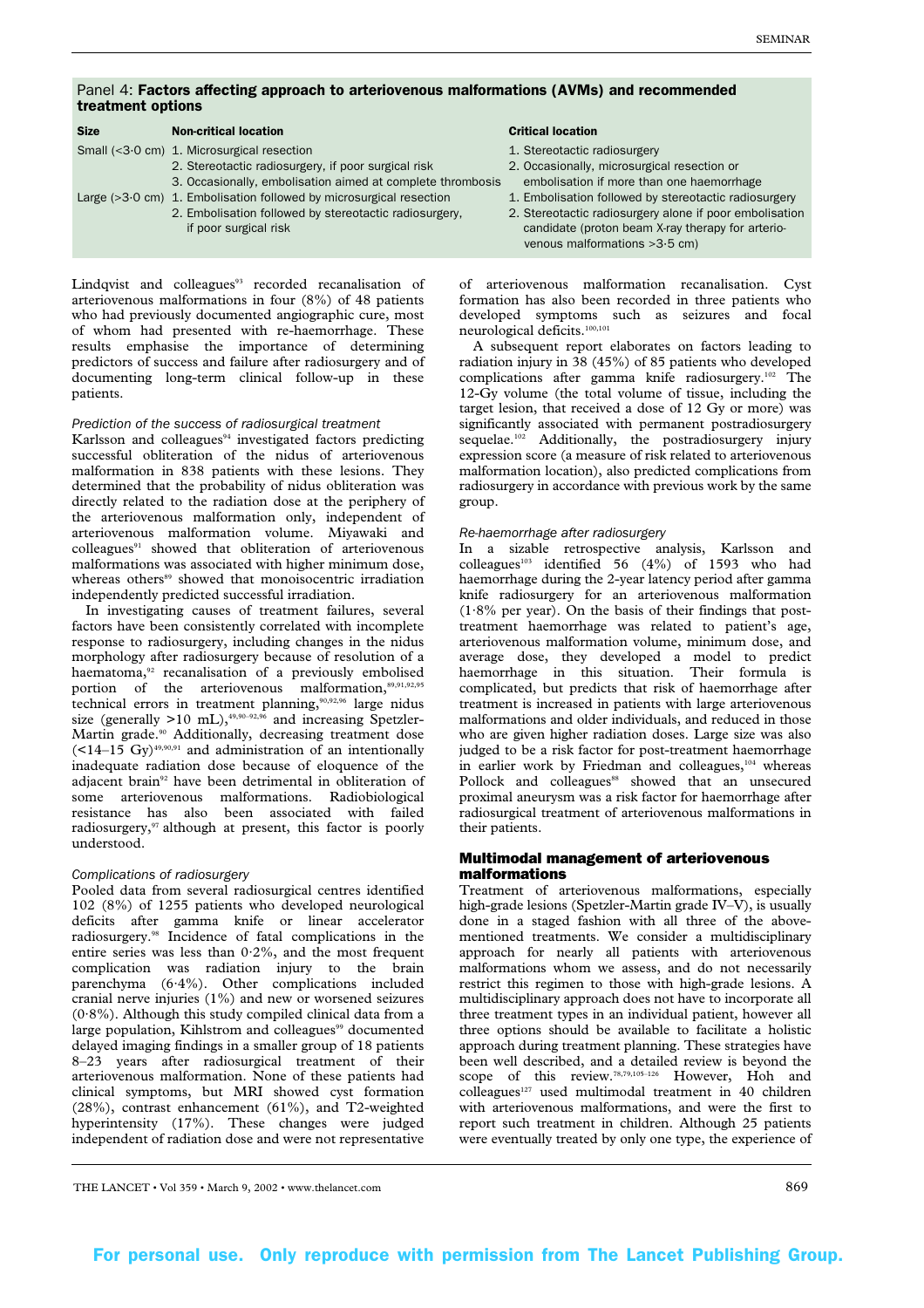### Panel 4: **Factors affecting approach to arteriovenous malformations (AVMs) and recommended treatment options**

| Size | Non-critical location | Critical location |
|---|---|---|
| Small (<3·0 cm) | 1. Microsurgical resection<br>2. Stereotactic radiosurgery, if poor surgical risk<br>3. Occasionally, embolisation aimed at complete thrombosis | 1. Stereotactic radiosurgery<br>2. Occasionally, microsurgical resection or embolisation if more than one haemorrhage |
| Large (>3·0 cm) | 1. Embolisation followed by microsurgical resection<br>2. Embolisation followed by stereotactic radiosurgery, if poor surgical risk | 1. Embolisation followed by stereotactic radiosurgery<br>2. Stereotactic radiosurgery alone if poor embolisation candidate (proton beam X-ray therapy for arterio-venous malformations >3·5 cm) |

Lindqvist and colleagues[93] recorded recanalisation of arteriovenous malformations in four (8%) of 48 patients who had previously documented angiographic cure, most of whom had presented with re-haemorrhage. These results emphasise the importance of determining predictors of success and failure after radiosurgery and of documenting long-term clinical follow-up in these patients.

*Prediction of the success of radiosurgical treatment*

Karlsson and colleagues[94] investigated factors predicting successful obliteration of the nidus of arteriovenous malformation in 838 patients with these lesions. They determined that the probability of nidus obliteration was directly related to the radiation dose at the periphery of the arteriovenous malformation only, independent of arteriovenous malformation volume. Miyawaki and colleagues[91] showed that obliteration of arteriovenous malformations was associated with higher minimum dose, whereas others[89] showed that monoisocentric irradiation independently predicted successful irradiation.

In investigating causes of treatment failures, several factors have been consistently correlated with incomplete response to radiosurgery, including changes in the nidus morphology after radiosurgery because of resolution of a haematoma,[92] recanalisation of a previously embolised portion of the arteriovenous malformation,[89,91,92,95] technical errors in treatment planning,[90,92,96] large nidus size (generally >10 mL),[49,90–92,96] and increasing Spetzler-Martin grade.[90] Additionally, decreasing treatment dose (<14–15 Gy)[49,90,91] and administration of an intentionally inadequate radiation dose because of eloquence of the adjacent brain[92] have been detrimental in obliteration of some arteriovenous malformations. Radiobiological resistance has also been associated with failed radiosurgery,[97] although at present, this factor is poorly understood.

*Complications of radiosurgery*

Pooled data from several radiosurgical centres identified 102 (8%) of 1255 patients who developed neurological deficits after gamma knife or linear accelerator radiosurgery.[98] Incidence of fatal complications in the entire series was less than 0·2%, and the most frequent complication was radiation injury to the brain parenchyma (6·4%). Other complications included cranial nerve injuries (1%) and new or worsened seizures (0·8%). Although this study compiled clinical data from a large population, Kihlstrom and colleagues[99] documented delayed imaging findings in a smaller group of 18 patients 8–23 years after radiosurgical treatment of their arteriovenous malformation. None of these patients had clinical symptoms, but MRI showed cyst formation (28%), contrast enhancement (61%), and T2-weighted hyperintensity (17%). These changes were judged independent of radiation dose and were not representative of arteriovenous malformation recanalisation. Cyst formation has also been recorded in three patients who developed symptoms such as seizures and focal neurological deficits.[100,101]

A subsequent report elaborates on factors leading to radiation injury in 38 (45%) of 85 patients who developed complications after gamma knife radiosurgery.[102] The 12-Gy volume (the total volume of tissue, including the target lesion, that received a dose of 12 Gy or more) was significantly associated with permanent postradiosurgery sequelae.[102] Additionally, the postradiosurgery injury expression score (a measure of risk related to arteriovenous malformation location), also predicted complications from radiosurgery in accordance with previous work by the same group.

*Re-haemorrhage after radiosurgery*

In a sizable retrospective analysis, Karlsson and colleagues[103] identified 56 (4%) of 1593 who had haemorrhage during the 2-year latency period after gamma knife radiosurgery for an arteriovenous malformation (1·8% per year). On the basis of their findings that post-treatment haemorrhage was related to patient's age, arteriovenous malformation volume, minimum dose, and average dose, they developed a model to predict haemorrhage in this situation. Their formula is complicated, but predicts that risk of haemorrhage after treatment is increased in patients with large arteriovenous malformations and older individuals, and reduced in those who are given higher radiation doses. Large size was also judged to be a risk factor for post-treatment haemorrhage in earlier work by Friedman and colleagues,[104] whereas Pollock and colleagues[88] showed that an unsecured proximal aneurysm was a risk factor for haemorrhage after radiosurgical treatment of arteriovenous malformations in their patients.

## Multimodal management of arteriovenous malformations

Treatment of arteriovenous malformations, especially high-grade lesions (Spetzler-Martin grade IV–V), is usually done in a staged fashion with all three of the above-mentioned treatments. We consider a multidisciplinary approach for nearly all patients with arteriovenous malformations whom we assess, and do not necessarily restrict this regimen to those with high-grade lesions. A multidisciplinary approach does not have to incorporate all three treatment types in an individual patient, however all three options should be available to facilitate a holistic approach during treatment planning. These strategies have been well described, and a detailed review is beyond the scope of this review.[78,79,105–126] However, Hoh and colleagues[127] used multimodal treatment in 40 children with arteriovenous malformations, and were the first to report such treatment in children. Although 25 patients were eventually treated by only one type, the experience of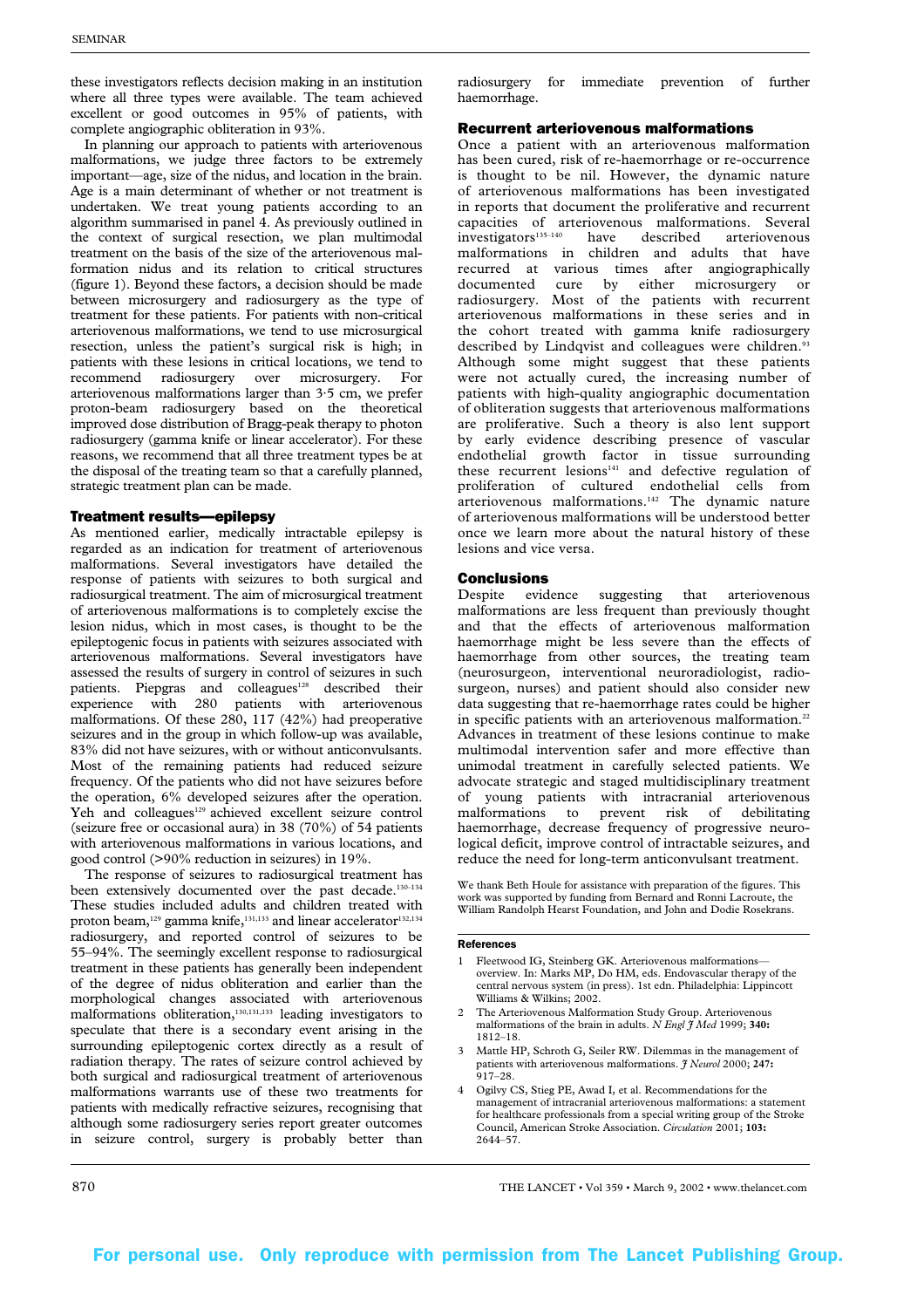these investigators reflects decision making in an institution where all three types were available. The team achieved excellent or good outcomes in 95% of patients, with complete angiographic obliteration in 93%.

In planning our approach to patients with arteriovenous malformations, we judge three factors to be extremely important—age, size of the nidus, and location in the brain. Age is a main determinant of whether or not treatment is undertaken. We treat young patients according to an algorithm summarised in panel 4. As previously outlined in the context of surgical resection, we plan multimodal treatment on the basis of the size of the arteriovenous malformation nidus and its relation to critical structures (figure 1). Beyond these factors, a decision should be made between microsurgery and radiosurgery as the type of treatment for these patients. For patients with non-critical arteriovenous malformations, we tend to use microsurgical resection, unless the patient's surgical risk is high; in patients with these lesions in critical locations, we tend to recommend radiosurgery over microsurgery. For arteriovenous malformations larger than 3·5 cm, we prefer proton-beam radiosurgery based on the theoretical improved dose distribution of Bragg-peak therapy to photon radiosurgery (gamma knife or linear accelerator). For these reasons, we recommend that all three treatment types be at the disposal of the treating team so that a carefully planned, strategic treatment plan can be made.

## Treatment results—epilepsy

As mentioned earlier, medically intractable epilepsy is regarded as an indication for treatment of arteriovenous malformations. Several investigators have detailed the response of patients with seizures to both surgical and radiosurgical treatment. The aim of microsurgical treatment of arteriovenous malformations is to completely excise the lesion nidus, which in most cases, is thought to be the epileptogenic focus in patients with seizures associated with arteriovenous malformations. Several investigators have assessed the results of surgery in control of seizures in such patients. Piepgras and colleagues[128] described their experience with 280 patients with arteriovenous malformations. Of these 280, 117 (42%) had preoperative seizures and in the group in which follow-up was available, 83% did not have seizures, with or without anticonvulsants. Most of the remaining patients had reduced seizure frequency. Of the patients who did not have seizures before the operation, 6% developed seizures after the operation. Yeh and colleagues[129] achieved excellent seizure control (seizure free or occasional aura) in 38 (70%) of 54 patients with arteriovenous malformations in various locations, and good control (>90% reduction in seizures) in 19%.

The response of seizures to radiosurgical treatment has been extensively documented over the past decade.[130–134] These studies included adults and children treated with proton beam,[129] gamma knife,[131,133] and linear accelerator[132,134] radiosurgery, and reported control of seizures to be 55–94%. The seemingly excellent response to radiosurgical treatment in these patients has generally been independent of the degree of nidus obliteration and earlier than the morphological changes associated with arteriovenous malformations obliteration,[130,131,133] leading investigators to speculate that there is a secondary event arising in the surrounding epileptogenic cortex directly as a result of radiation therapy. The rates of seizure control achieved by both surgical and radiosurgical treatment of arteriovenous malformations warrants use of these two treatments for patients with medically refractive seizures, recognising that although some radiosurgery series report greater outcomes in seizure control, surgery is probably better than radiosurgery for immediate prevention of further haemorrhage.

## Recurrent arteriovenous malformations

Once a patient with an arteriovenous malformation has been cured, risk of re-haemorrhage or re-occurrence is thought to be nil. However, the dynamic nature of arteriovenous malformations has been investigated in reports that document the proliferative and recurrent capacities of arteriovenous malformations. Several investigators[135–140] have described arteriovenous malformations in children and adults that have recurred at various times after angiographically documented cure by either microsurgery or radiosurgery. Most of the patients with recurrent arteriovenous malformations in these series and in the cohort treated with gamma knife radiosurgery described by Lindqvist and colleagues were children.[93] Although some might suggest that these patients were not actually cured, the increasing number of patients with high-quality angiographic documentation of obliteration suggests that arteriovenous malformations are proliferative. Such a theory is also lent support by early evidence describing presence of vascular endothelial growth factor in tissue surrounding these recurrent lesions[141] and defective regulation of proliferation of cultured endothelial cells from arteriovenous malformations.[142] The dynamic nature of arteriovenous malformations will be understood better once we learn more about the natural history of these lesions and vice versa.

## Conclusions

Despite evidence suggesting that arteriovenous malformations are less frequent than previously thought and that the effects of arteriovenous malformation haemorrhage might be less severe than the effects of haemorrhage from other sources, the treating team (neurosurgeon, interventional neuroradiologist, radiosurgeon, nurses) and patient should also consider new data suggesting that re-haemorrhage rates could be higher in specific patients with an arteriovenous malformation.[22] Advances in treatment of these lesions continue to make multimodal intervention safer and more effective than unimodal treatment in carefully selected patients. We advocate strategic and staged multidisciplinary treatment of young patients with intracranial arteriovenous malformations to prevent risk of debilitating haemorrhage, decrease frequency of progressive neurological deficit, improve control of intractable seizures, and reduce the need for long-term anticonvulsant treatment.

We thank Beth Houle for assistance with preparation of the figures. This work was supported by funding from Bernard and Ronni Lacroute, the William Randolph Hearst Foundation, and John and Dodie Rosekrans.

## References

1. Fleetwood IG, Steinberg GK. Arteriovenous malformations—overview. In: Marks MP, Do HM, eds. Endovascular therapy of the central nervous system (in press). 1st edn. Philadelphia: Lippincott Williams & Wilkins; 2002.
2. The Arteriovenous Malformation Study Group. Arteriovenous malformations of the brain in adults. *N Engl J Med* 1999; **340:** 1812–18.
3. Mattle HP, Schroth G, Seiler RW. Dilemmas in the management of patients with arteriovenous malformations. *J Neurol* 2000; **247:** 917–28.
4. Ogilvy CS, Stieg PE, Awad I, et al. Recommendations for the management of intracranial arteriovenous malformations: a statement for healthcare professionals from a special writing group of the Stroke Council, American Stroke Association. *Circulation* 2001; **103:** 2644–57.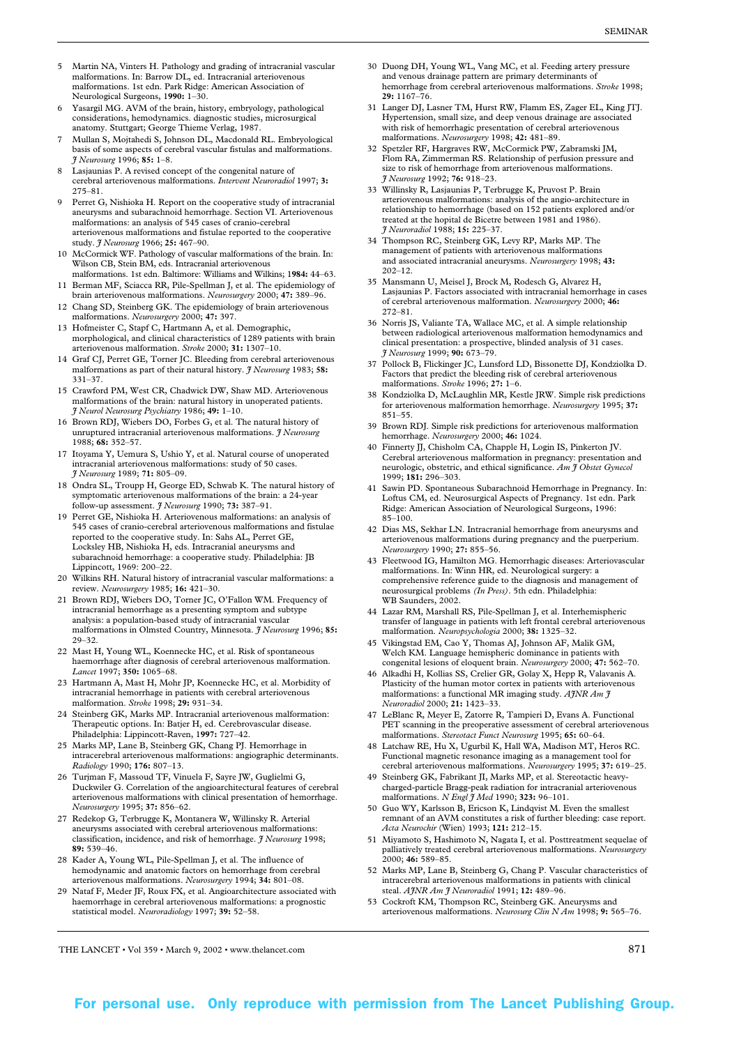5 Martin NA, Vinters H. Pathology and grading of intracranial vascular malformations. In: Barrow DL, ed. Intracranial arteriovenous malformations. 1st edn. Park Ridge: American Association of Neurological Surgeons, **1990:** 1–30.

6 Yasargil MG. AVM of the brain, history, embryology, pathological considerations, hemodynamics. diagnostic studies, microsurgical anatomy. Stuttgart; George Thieme Verlag, 1987.

7 Mullan S, Mojtahedi S, Johnson DL, Macdonald RL. Embryological basis of some aspects of cerebral vascular fistulas and malformations. *J Neurosurg* 1996; **85:** 1–8.

8 Lasjaunias P. A revised concept of the congenital nature of cerebral arteriovenous malformations. *Intervent Neuroradiol* 1997; **3:** 275–81.

9 Perret G, Nishioka H. Report on the cooperative study of intracranial aneurysms and subarachnoid hemorrhage. Section VI. Arteriovenous malformations: an analysis of 545 cases of cranio-cerebral arteriovenous malformations and fistulae reported to the cooperative study. *J Neurosurg* 1966; **25:** 467–90.

10 McCormick WF. Pathology of vascular malformations of the brain. In: Wilson CB, Stein BM, eds. Intracranial arteriovenous malformations. 1st edn. Baltimore: Williams and Wilkins; 1**984:** 44–63.

11 Berman MF, Sciacca RR, Pile-Spellman J, et al. The epidemiology of brain arteriovenous malformations. *Neurosurgery* 2000; **47:** 389–96.

12 Chang SD, Steinberg GK. The epidemiology of brain arteriovenous malformations. *Neurosurgery* 2000; **47:** 397.

13 Hofmeister C, Stapf C, Hartmann A, et al. Demographic, morphological, and clinical characteristics of 1289 patients with brain arteriovenous malformation. *Stroke* 2000; **31:** 1307–10.

14 Graf CJ, Perret GE, Torner JC. Bleeding from cerebral arteriovenous malformations as part of their natural history. *J Neurosurg* 1983; **58:** 331–37.

15 Crawford PM, West CR, Chadwick DW, Shaw MD. Arteriovenous malformations of the brain: natural history in unoperated patients. *J Neurol Neurosurg Psychiatry* 1986; **49:** 1–10.

16 Brown RDJ, Wiebers DO, Forbes G, et al. The natural history of unruptured intracranial arteriovenous malformations. *J Neurosurg* 1988; **68:** 352–57.

17 Itoyama Y, Uemura S, Ushio Y, et al. Natural course of unoperated intracranial arteriovenous malformations: study of 50 cases. *J Neurosurg* 1989; **71:** 805–09.

18 Ondra SL, Troupp H, George ED, Schwab K. The natural history of symptomatic arteriovenous malformations of the brain: a 24-year follow-up assessment. *J Neurosurg* 1990; **73:** 387–91.

19 Perret GE, Nishioka H. Arteriovenous malformations: an analysis of 545 cases of cranio-cerebral arteriovenous malformations and fistulae reported to the cooperative study. In: Sahs AL, Perret GE, Locksley HB, Nishioka H, eds. Intracranial aneurysms and subarachnoid hemorrhage: a cooperative study. Philadelphia: JB Lippincott, 1969: 200–22.

20 Wilkins RH. Natural history of intracranial vascular malformations: a review. *Neurosurgery* 1985; **16:** 421–30.

21 Brown RDJ, Wiebers DO, Torner JC, O'Fallon WM. Frequency of intracranial hemorrhage as a presenting symptom and subtype analysis: a population-based study of intracranial vascular malformations in Olmsted Country, Minnesota. *J Neurosurg* 1996; **85:** 29–32.

22 Mast H, Young WL, Koennecke HC, et al. Risk of spontaneous haemorrhage after diagnosis of cerebral arteriovenous malformation. *Lancet* 1997; **350:** 1065–68.

23 Hartmann A, Mast H, Mohr JP, Koennecke HC, et al. Morbidity of intracranial hemorrhage in patients with cerebral arteriovenous malformation. *Stroke* 1998; **29:** 931–34.

24 Steinberg GK, Marks MP. Intracranial arteriovenous malformation: Therapeutic options. In: Batjer H, ed. Cerebrovascular disease. Philadelphia: Lippincott-Raven, **1997:** 727–42.

25 Marks MP, Lane B, Steinberg GK, Chang PJ. Hemorrhage in intracerebral arteriovenous malformations: angiographic determinants. *Radiology* 1990; **176:** 807–13.

26 Turjman F, Massoud TF, Vinuela F, Sayre JW, Guglielmi G, Duckwiler G. Correlation of the angioarchitectural features of cerebral arteriovenous malformations with clinical presentation of hemorrhage. *Neurosurgery* 1995; **37:** 856–62.

27 Redekop G, Terbrugge K, Montanera W, Willinsky R. Arterial aneurysms associated with cerebral arteriovenous malformations: classification, incidence, and risk of hemorrhage. *J Neurosurg* 1998; **89:** 539–46.

28 Kader A, Young WL, Pile-Spellman J, et al. The influence of hemodynamic and anatomic factors on hemorrhage from cerebral arteriovenous malformations. *Neurosurgery* 1994; **34:** 801–08.

29 Nataf F, Meder JF, Roux FX, et al. Angioarchitecture associated with haemorrhage in cerebral arteriovenous malformations: a prognostic statistical model. *Neuroradiology* 1997; **39:** 52–58.

30 Duong DH, Young WL, Vang MC, et al. Feeding artery pressure and venous drainage pattern are primary determinants of hemorrhage from cerebral arteriovenous malformations. *Stroke* 1998; **29:** 1167–76.

31 Langer DJ, Lasner TM, Hurst RW, Flamm ES, Zager EL, King JTJ. Hypertension, small size, and deep venous drainage are associated with risk of hemorrhagic presentation of cerebral arteriovenous malformations. *Neurosurgery* 1998; **42:** 481–89.

32 Spetzler RF, Hargraves RW, McCormick PW, Zabramski JM, Flom RA, Zimmerman RS. Relationship of perfusion pressure and size to risk of hemorrhage from arteriovenous malformations. *J Neurosurg* 1992; **76:** 918–23.

33 Willinsky R, Lasjaunias P, Terbrugge K, Pruvost P. Brain arteriovenous malformations: analysis of the angio-architecture in relationship to hemorrhage (based on 152 patients explored and/or treated at the hopital de Bicetre between 1981 and 1986). *J Neuroradiol* 1988; **15:** 225–37.

34 Thompson RC, Steinberg GK, Levy RP, Marks MP. The management of patients with arteriovenous malformations and associated intracranial aneurysms. *Neurosurgery* 1998; **43:** 202–12.

35 Mansmann U, Meisel J, Brock M, Rodesch G, Alvarez H, Lasjaunias P. Factors associated with intracranial hemorrhage in cases of cerebral arteriovenous malformation. *Neurosurgery* 2000; **46:** 272–81.

36 Norris JS, Valiante TA, Wallace MC, et al. A simple relationship between radiological arteriovenous malformation hemodynamics and clinical presentation: a prospective, blinded analysis of 31 cases. *J Neurosurg* 1999; **90:** 673–79.

37 Pollock B, Flickinger JC, Lunsford LD, Bissonette DJ, Kondziolka D. Factors that predict the bleeding risk of cerebral arteriovenous malformations. *Stroke* 1996; **27:** 1–6.

38 Kondziolka D, McLaughlin MR, Kestle JRW. Simple risk predictions for arteriovenous malformation hemorrhage. *Neurosurgery* 1995; **37:** 851–55.

39 Brown RDJ. Simple risk predictions for arteriovenous malformation hemorrhage. *Neurosurgery* 2000; **46:** 1024.

40 Finnerty JJ, Chisholm CA, Chapple H, Login IS, Pinkerton JV. Cerebral arteriovenous malformation in pregnancy: presentation and neurologic, obstetric, and ethical significance. *Am J Obstet Gynecol* 1999; **181:** 296–303.

41 Sawin PD. Spontaneous Subarachnoid Hemorrhage in Pregnancy. In: Loftus CM, ed. Neurosurgical Aspects of Pregnancy. 1st edn. Park Ridge: American Association of Neurological Surgeons, 1996: 85–100.

42 Dias MS, Sekhar LN. Intracranial hemorrhage from aneurysms and arteriovenous malformations during pregnancy and the puerperium. *Neurosurgery* 1990; **27:** 855–56.

43 Fleetwood IG, Hamilton MG. Hemorrhagic diseases: Arteriovascular malformations. In: Winn HR, ed. Neurological surgery: a comprehensive reference guide to the diagnosis and management of neurosurgical problems *(In Press)*. 5th edn. Philadelphia: WB Saunders, 2002.

44 Lazar RM, Marshall RS, Pile-Spellman J, et al. Interhemispheric transfer of language in patients with left frontal cerebral arteriovenous malformation. *Neuropsychologia* 2000; **38:** 1325–32.

45 Vikingstad EM, Cao Y, Thomas AJ, Johnson AF, Malik GM, Welch KM. Language hemispheric dominance in patients with congenital lesions of eloquent brain. *Neurosurgery* 2000; **47:** 562–70.

46 Alkadhi H, Kollias SS, Crelier GR, Golay X, Hepp R, Valavanis A. Plasticity of the human motor cortex in patients with arteriovenous malformations: a functional MR imaging study. *AJNR Am J Neuroradiol* 2000; **21:** 1423–33.

47 LeBlanc R, Meyer E, Zatorre R, Tampieri D, Evans A. Functional PET scanning in the preoperative assessment of cerebral arteriovenous malformations. *Stereotact Funct Neurosurg* 1995; **65:** 60–64.

48 Latchaw RE, Hu X, Ugurbil K, Hall WA, Madison MT, Heros RC. Functional magnetic resonance imaging as a management tool for cerebral arteriovenous malformations. *Neurosurgery* 1995; **37:** 619–25.

49 Steinberg GK, Fabrikant JI, Marks MP, et al. Stereotactic heavy-charged-particle Bragg-peak radiation for intracranial arteriovenous malformations. *N Engl J Med* 1990; **323:** 96–101.

50 Guo WY, Karlsson B, Ericson K, Lindqvist M. Even the smallest remnant of an AVM constitutes a risk of further bleeding: case report. *Acta Neurochir* (Wien) 1993; **121:** 212–15.

51 Miyamoto S, Hashimoto N, Nagata I, et al. Posttreatment sequelae of palliatively treated cerebral arteriovenous malformations. *Neurosurgery* 2000; **46:** 589–85.

52 Marks MP, Lane B, Steinberg G, Chang P. Vascular characteristics of intracerebral arteriovenous malformations in patients with clinical steal. *AJNR Am J Neuroradiol* 1991; **12:** 489–96.

53 Cockroft KM, Thompson RC, Steinberg GK. Aneurysms and arteriovenous malformations. *Neurosurg Clin N Am* 1998; **9:** 565–76.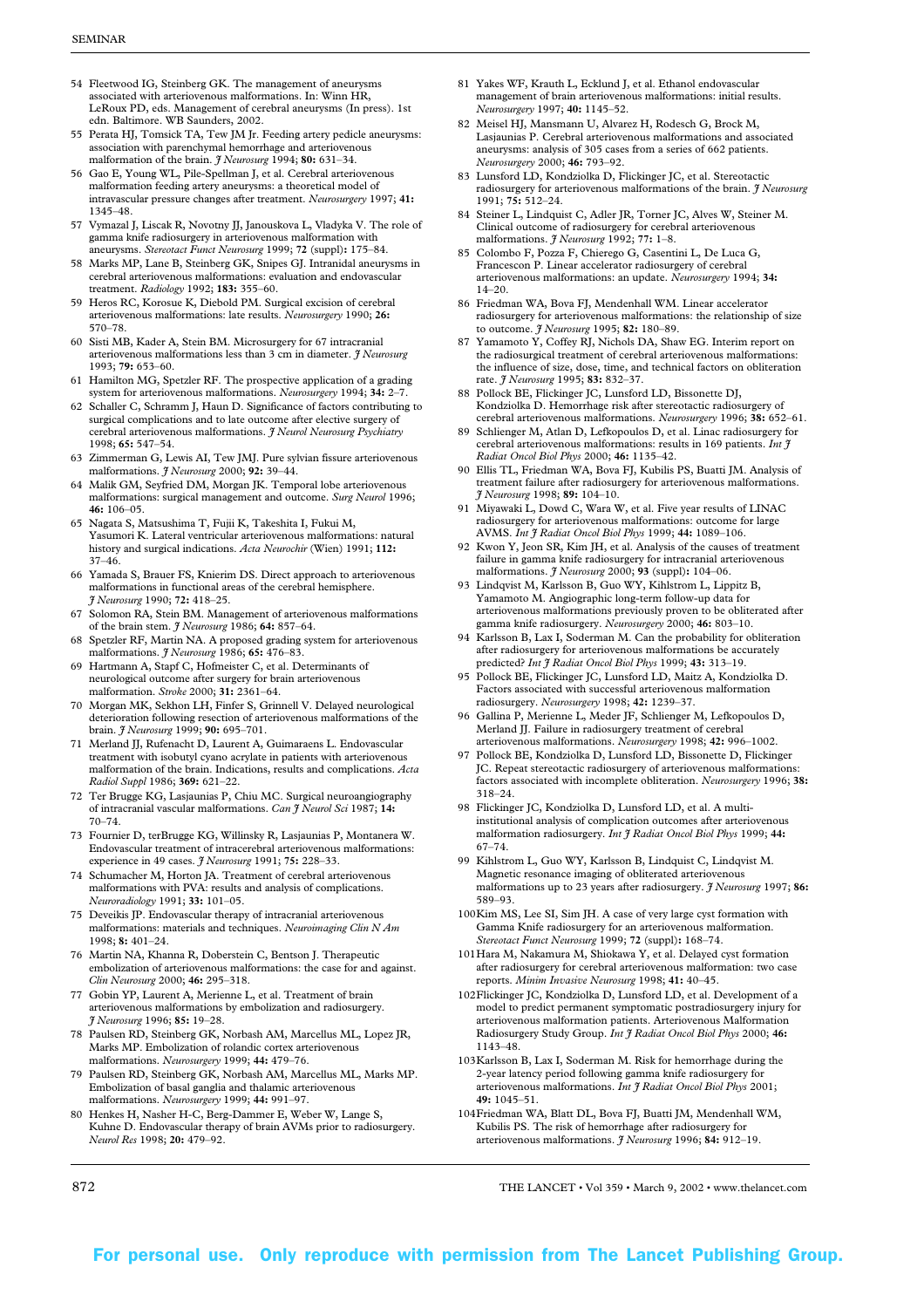54 Fleetwood IG, Steinberg GK. The management of aneurysms associated with arteriovenous malformations. In: Winn HR, LeRoux PD, eds. Management of cerebral aneurysms (In press). 1st edn. Baltimore. WB Saunders, 2002.

55 Perata HJ, Tomsick TA, Tew JM Jr. Feeding artery pedicle aneurysms: association with parenchymal hemorrhage and arteriovenous malformation of the brain. *J Neurosurg* 1994; **80:** 631–34.

56 Gao E, Young WL, Pile-Spellman J, et al. Cerebral arteriovenous malformation feeding artery aneurysms: a theoretical model of intravascular pressure changes after treatment. *Neurosurgery* 1997; **41:** 1345–48.

57 Vymazal J, Liscak R, Novotny JJ, Janouskova L, Vladyka V. The role of gamma knife radiosurgery in arteriovenous malformation with aneurysms. *Stereotact Funct Neurosurg* 1999; **72** (suppl)**:** 175–84.

58 Marks MP, Lane B, Steinberg GK, Snipes GJ. Intranidal aneurysms in cerebral arteriovenous malformations: evaluation and endovascular treatment. *Radiology* 1992; **183:** 355–60.

59 Heros RC, Korosue K, Diebold PM. Surgical excision of cerebral arteriovenous malformations: late results. *Neurosurgery* 1990; **26:** 570–78.

60 Sisti MB, Kader A, Stein BM. Microsurgery for 67 intracranial arteriovenous malformations less than 3 cm in diameter. *J Neurosurg* 1993; **79:** 653–60.

61 Hamilton MG, Spetzler RF. The prospective application of a grading system for arteriovenous malformations. *Neurosurgery* 1994; **34:** 2–7.

62 Schaller C, Schramm J, Haun D. Significance of factors contributing to surgical complications and to late outcome after elective surgery of cerebral arteriovenous malformations. *J Neurol Neurosurg Psychiatry* 1998; **65:** 547–54.

63 Zimmerman G, Lewis AI, Tew JMJ. Pure sylvian fissure arteriovenous malformations. *J Neurosurg* 2000; **92:** 39–44.

64 Malik GM, Seyfried DM, Morgan JK. Temporal lobe arteriovenous malformations: surgical management and outcome. *Surg Neurol* 1996; **46:** 106–05.

65 Nagata S, Matsushima T, Fujii K, Takeshita I, Fukui M, Yasumori K. Lateral ventricular arteriovenous malformations: natural history and surgical indications. *Acta Neurochir* (Wien) 1991; **112:** 37–46.

66 Yamada S, Brauer FS, Knierim DS. Direct approach to arteriovenous malformations in functional areas of the cerebral hemisphere. *J Neurosurg* 1990; **72:** 418–25.

67 Solomon RA, Stein BM. Management of arteriovenous malformations of the brain stem. *J Neurosurg* 1986; **64:** 857–64.

68 Spetzler RF, Martin NA. A proposed grading system for arteriovenous malformations. *J Neurosurg* 1986; **65:** 476–83.

69 Hartmann A, Stapf C, Hofmeister C, et al. Determinants of neurological outcome after surgery for brain arteriovenous malformation. *Stroke* 2000; **31:** 2361–64.

70 Morgan MK, Sekhon LH, Finfer S, Grinnell V. Delayed neurological deterioration following resection of arteriovenous malformations of the brain. *J Neurosurg* 1999; **90:** 695–701.

71 Merland JJ, Rufenacht D, Laurent A, Guimaraens L. Endovascular treatment with isobutyl cyano acrylate in patients with arteriovenous malformation of the brain. Indications, results and complications. *Acta Radiol Suppl* 1986; **369:** 621–22.

72 Ter Brugge KG, Lasjaunias P, Chiu MC. Surgical neuroangiography of intracranial vascular malformations. *Can J Neurol Sci* 1987; **14:** 70–74.

73 Fournier D, terBrugge KG, Willinsky R, Lasjaunias P, Montanera W. Endovascular treatment of intracerebral arteriovenous malformations: experience in 49 cases. *J Neurosurg* 1991; **75:** 228–33.

74 Schumacher M, Horton JA. Treatment of cerebral arteriovenous malformations with PVA: results and analysis of complications. *Neuroradiology* 1991; **33:** 101–05.

75 Deveikis JP. Endovascular therapy of intracranial arteriovenous malformations: materials and techniques. *Neuroimaging Clin N Am* 1998; **8:** 401–24.

76 Martin NA, Khanna R, Doberstein C, Bentson J. Therapeutic embolization of arteriovenous malformations: the case for and against. *Clin Neurosurg* 2000; **46:** 295–318.

77 Gobin YP, Laurent A, Merienne L, et al. Treatment of brain arteriovenous malformations by embolization and radiosurgery. *J Neurosurg* 1996; **85:** 19–28.

78 Paulsen RD, Steinberg GK, Norbash AM, Marcellus ML, Lopez JR, Marks MP. Embolization of rolandic cortex arteriovenous malformations. *Neurosurgery* 1999; **44:** 479–76.

79 Paulsen RD, Steinberg GK, Norbash AM, Marcellus ML, Marks MP. Embolization of basal ganglia and thalamic arteriovenous malformations. *Neurosurgery* 1999; **44:** 991–97.

80 Henkes H, Nasher H-C, Berg-Dammer E, Weber W, Lange S, Kuhne D. Endovascular therapy of brain AVMs prior to radiosurgery. *Neurol Res* 1998; **20:** 479–92.

81 Yakes WF, Krauth L, Ecklund J, et al. Ethanol endovascular management of brain arteriovenous malformations: initial results. *Neurosurgery* 1997; **40:** 1145–52.

82 Meisel HJ, Mansmann U, Alvarez H, Rodesch G, Brock M, Lasjaunias P. Cerebral arteriovenous malformations and associated aneurysms: analysis of 305 cases from a series of 662 patients. *Neurosurgery* 2000; **46:** 793–92.

83 Lunsford LD, Kondziolka D, Flickinger JC, et al. Stereotactic radiosurgery for arteriovenous malformations of the brain. *J Neurosurg* 1991; **75:** 512–24.

84 Steiner L, Lindquist C, Adler JR, Torner JC, Alves W, Steiner M. Clinical outcome of radiosurgery for cerebral arteriovenous malformations. *J Neurosurg* 1992; **77:** 1–8.

85 Colombo F, Pozza F, Chierego G, Casentini L, De Luca G, Francescon P. Linear accelerator radiosurgery of cerebral arteriovenous malformations: an update. *Neurosurgery* 1994; **34:** 14–20.

86 Friedman WA, Bova FJ, Mendenhall WM. Linear accelerator radiosurgery for arteriovenous malformations: the relationship of size to outcome. *J Neurosurg* 1995; **82:** 180–89.

87 Yamamoto Y, Coffey RJ, Nichols DA, Shaw EG. Interim report on the radiosurgical treatment of cerebral arteriovenous malformations: the influence of size, dose, time, and technical factors on obliteration rate. *J Neurosurg* 1995; **83:** 832–37.

88 Pollock BE, Flickinger JC, Lunsford LD, Bissonette DJ, Kondziolka D. Hemorrhage risk after stereotactic radiosurgery of cerebral arteriovenous malformations. *Neurosurgery* 1996; **38:** 652–61.

89 Schlienger M, Atlan D, Lefkopoulos D, et al. Linac radiosurgery for cerebral arteriovenous malformations: results in 169 patients. *Int J Radiat Oncol Biol Phys* 2000; **46:** 1135–42.

90 Ellis TL, Friedman WA, Bova FJ, Kubilis PS, Buatti JM. Analysis of treatment failure after radiosurgery for arteriovenous malformations. *J Neurosurg* 1998; **89:** 104–10.

91 Miyawaki L, Dowd C, Wara W, et al. Five year results of LINAC radiosurgery for arteriovenous malformations: outcome for large AVMS. *Int J Radiat Oncol Biol Phys* 1999; **44:** 1089–106.

92 Kwon Y, Jeon SR, Kim JH, et al. Analysis of the causes of treatment failure in gamma knife radiosurgery for intracranial arteriovenous malformations. *J Neurosurg* 2000; **93** (suppl)**:** 104–06.

93 Lindqvist M, Karlsson B, Guo WY, Kihlstrom L, Lippitz B, Yamamoto M. Angiographic long-term follow-up data for arteriovenous malformations previously proven to be obliterated after gamma knife radiosurgery. *Neurosurgery* 2000; **46:** 803–10.

94 Karlsson B, Lax I, Soderman M. Can the probability for obliteration after radiosurgery for arteriovenous malformations be accurately predicted? *Int J Radiat Oncol Biol Phys* 1999; **43:** 313–19.

95 Pollock BE, Flickinger JC, Lunsford LD, Maitz A, Kondziolka D. Factors associated with successful arteriovenous malformation radiosurgery. *Neurosurgery* 1998; **42:** 1239–37.

96 Gallina P, Merienne L, Meder JF, Schlienger M, Lefkopoulos D, Merland JJ. Failure in radiosurgery treatment of cerebral arteriovenous malformations. *Neurosurgery* 1998; **42:** 996–1002.

97 Pollock BE, Kondziolka D, Lunsford LD, Bissonette D, Flickinger JC. Repeat stereotactic radiosurgery of arteriovenous malformations: factors associated with incomplete obliteration. *Neurosurgery* 1996; **38:** 318–24.

98 Flickinger JC, Kondziolka D, Lunsford LD, et al. A multi-institutional analysis of complication outcomes after arteriovenous malformation radiosurgery. *Int J Radiat Oncol Biol Phys* 1999; **44:** 67–74.

99 Kihlstrom L, Guo WY, Karlsson B, Lindquist C, Lindqvist M. Magnetic resonance imaging of obliterated arteriovenous malformations up to 23 years after radiosurgery. *J Neurosurg* 1997; **86:** 589–93.

100 Kim MS, Lee SI, Sim JH. A case of very large cyst formation with Gamma Knife radiosurgery for an arteriovenous malformation. *Stereotact Funct Neurosurg* 1999; **72** (suppl)**:** 168–74.

101 Hara M, Nakamura M, Shiokawa Y, et al. Delayed cyst formation after radiosurgery for cerebral arteriovenous malformation: two case reports. *Minim Invasive Neurosurg* 1998; **41:** 40–45.

102 Flickinger JC, Kondziolka D, Lunsford LD, et al. Development of a model to predict permanent symptomatic postradiosurgery injury for arteriovenous malformation patients. Arteriovenous Malformation Radiosurgery Study Group. *Int J Radiat Oncol Biol Phys* 2000; **46:** 1143–48.

103 Karlsson B, Lax I, Soderman M. Risk for hemorrhage during the 2-year latency period following gamma knife radiosurgery for arteriovenous malformations. *Int J Radiat Oncol Biol Phys* 2001; **49:** 1045–51.

104 Friedman WA, Blatt DL, Bova FJ, Buatti JM, Mendenhall WM, Kubilis PS. The risk of hemorrhage after radiosurgery for arteriovenous malformations. *J Neurosurg* 1996; **84:** 912–19.

For personal use. Only reproduce with permission from The Lancet Publishing Group.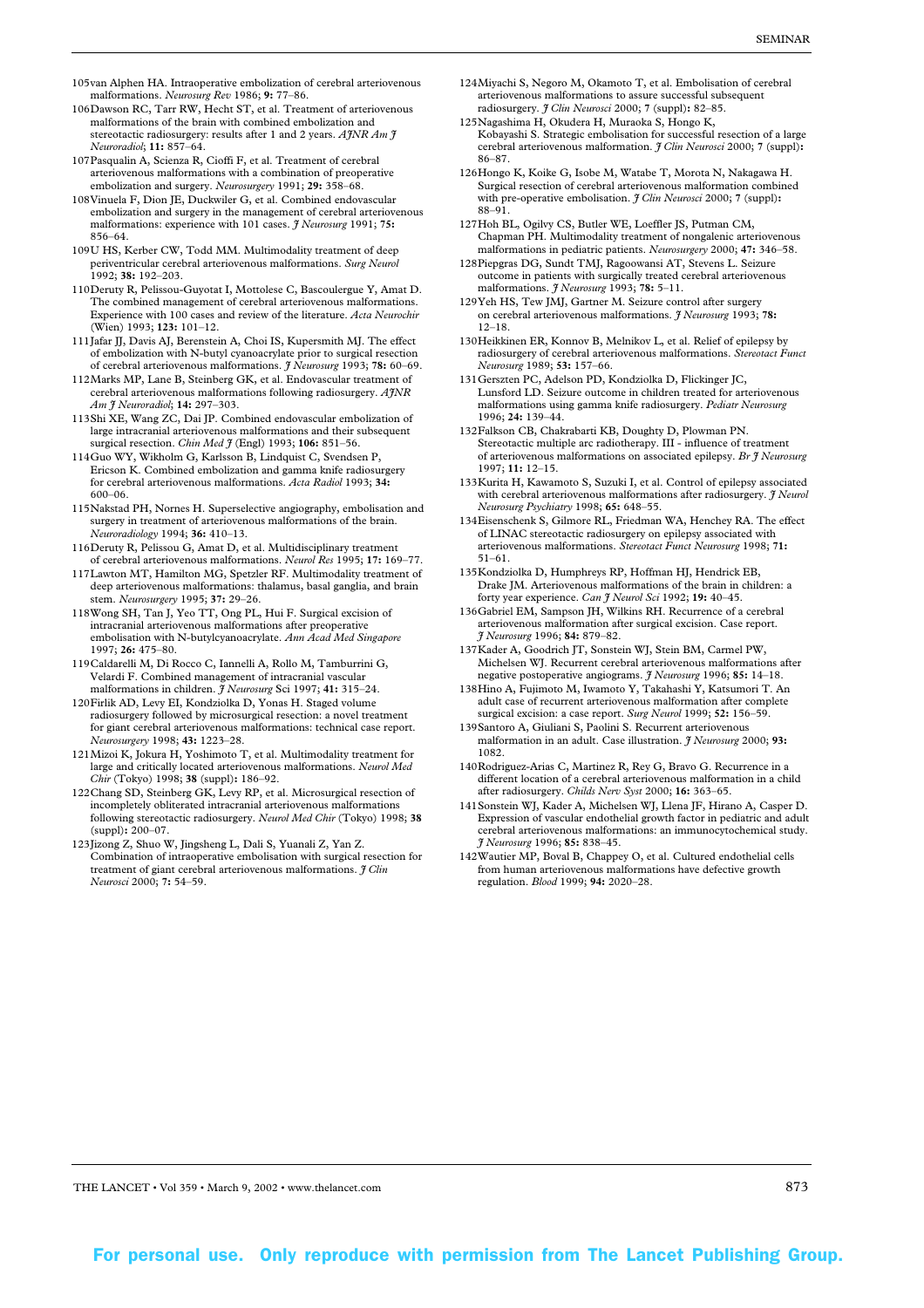105 van Alphen HA. Intraoperative embolization of cerebral arteriovenous malformations. *Neurosurg Rev* 1986; **9:** 77–86.

106 Dawson RC, Tarr RW, Hecht ST, et al. Treatment of arteriovenous malformations of the brain with combined embolization and stereotactic radiosurgery: results after 1 and 2 years. *AJNR Am J Neuroradiol*; **11:** 857–64.

107 Pasqualin A, Scienza R, Cioffi F, et al. Treatment of cerebral arteriovenous malformations with a combination of preoperative embolization and surgery. *Neurosurgery* 1991; **29:** 358–68.

108 Vinuela F, Dion JE, Duckwiler G, et al. Combined endovascular embolization and surgery in the management of cerebral arteriovenous malformations: experience with 101 cases. *J Neurosurg* 1991; **75:** 856–64.

109 U HS, Kerber CW, Todd MM. Multimodality treatment of deep periventricular cerebral arteriovenous malformations. *Surg Neurol* 1992; **38:** 192–203.

110 Deruty R, Pelissou-Guyotat I, Mottolese C, Bascoulergue Y, Amat D. The combined management of cerebral arteriovenous malformations. Experience with 100 cases and review of the literature. *Acta Neurochir* (Wien) 1993; **123:** 101–12.

111 Jafar JJ, Davis AJ, Berenstein A, Choi IS, Kupersmith MJ. The effect of embolization with N-butyl cyanoacrylate prior to surgical resection of cerebral arteriovenous malformations. *J Neurosurg* 1993; **78:** 60–69.

112 Marks MP, Lane B, Steinberg GK, et al. Endovascular treatment of cerebral arteriovenous malformations following radiosurgery. *AJNR Am J Neuroradiol*; **14:** 297–303.

113 Shi XE, Wang ZC, Dai JP. Combined endovascular embolization of large intracranial arteriovenous malformations and their subsequent surgical resection. *Chin Med J* (Engl) 1993; **106:** 851–56.

114 Guo WY, Wikholm G, Karlsson B, Lindquist C, Svendsen P, Ericson K. Combined embolization and gamma knife radiosurgery for cerebral arteriovenous malformations. *Acta Radiol* 1993; **34:** 600–06.

115 Nakstad PH, Nornes H. Superselective angiography, embolisation and surgery in treatment of arteriovenous malformations of the brain. *Neuroradiology* 1994; **36:** 410–13.

116 Deruty R, Pelissou G, Amat D, et al. Multidisciplinary treatment of cerebral arteriovenous malformations. *Neurol Res* 1995; **17:** 169–77.

117 Lawton MT, Hamilton MG, Spetzler RF. Multimodality treatment of deep arteriovenous malformations: thalamus, basal ganglia, and brain stem. *Neurosurgery* 1995; **37:** 29–26.

118 Wong SH, Tan J, Yeo TT, Ong PL, Hui F. Surgical excision of intracranial arteriovenous malformations after preoperative embolisation with N-butylcyanoacrylate. *Ann Acad Med Singapore* 1997; **26:** 475–80.

119 Caldarelli M, Di Rocco C, Iannelli A, Rollo M, Tamburrini G, Velardi F. Combined management of intracranial vascular malformations in children. *J Neurosurg* Sci 1997; **41:** 315–24.

120 Firlik AD, Levy EI, Kondziolka D, Yonas H. Staged volume radiosurgery followed by microsurgical resection: a novel treatment for giant cerebral arteriovenous malformations: technical case report. *Neurosurgery* 1998; **43:** 1223–28.

121 Mizoi K, Jokura H, Yoshimoto T, et al. Multimodality treatment for large and critically located arteriovenous malformations. *Neurol Med Chir* (Tokyo) 1998; **38** (suppl)**:** 186–92.

122 Chang SD, Steinberg GK, Levy RP, et al. Microsurgical resection of incompletely obliterated intracranial arteriovenous malformations following stereotactic radiosurgery. *Neurol Med Chir* (Tokyo) 1998; **38** (suppl)**:** 200–07.

123 Jizong Z, Shuo W, Jingsheng L, Dali S, Yuanali Z, Yan Z. Combination of intraoperative embolisation with surgical resection for treatment of giant cerebral arteriovenous malformations. *J Clin Neurosci* 2000; **7:** 54–59.

124 Miyachi S, Negoro M, Okamoto T, et al. Embolisation of cerebral arteriovenous malformations to assure successful subsequent radiosurgery. *J Clin Neurosci* 2000; **7** (suppl)**:** 82–85.

125 Nagashima H, Okudera H, Muraoka S, Hongo K, Kobayashi S. Strategic embolisation for successful resection of a large cerebral arteriovenous malformation. *J Clin Neurosci* 2000; **7** (suppl)**:** 86–87.

126 Hongo K, Koike G, Isobe M, Watabe T, Morota N, Nakagawa H. Surgical resection of cerebral arteriovenous malformation combined with pre-operative embolisation. *J Clin Neurosci* 2000; **7** (suppl)**:** 88–91.

127 Hoh BL, Ogilvy CS, Butler WE, Loeffler JS, Putman CM, Chapman PH. Multimodality treatment of nongalenic arteriovenous malformations in pediatric patients. *Neurosurgery* 2000; **47:** 346–58.

128 Piepgras DG, Sundt TMJ, Ragoowansi AT, Stevens L. Seizure outcome in patients with surgically treated cerebral arteriovenous malformations. *J Neurosurg* 1993; **78:** 5–11.

129 Yeh HS, Tew JMJ, Gartner M. Seizure control after surgery on cerebral arteriovenous malformations. *J Neurosurg* 1993; **78:** 12–18.

130 Heikkinen ER, Konnov B, Melnikov L, et al. Relief of epilepsy by radiosurgery of cerebral arteriovenous malformations. *Stereotact Funct Neurosurg* 1989; **53:** 157–66.

131 Gerszten PC, Adelson PD, Kondziolka D, Flickinger JC, Lunsford LD. Seizure outcome in children treated for arteriovenous malformations using gamma knife radiosurgery. *Pediatr Neurosurg* 1996; **24:** 139–44.

132 Falkson CB, Chakrabarti KB, Doughty D, Plowman PN. Stereotactic multiple arc radiotherapy. III - influence of treatment of arteriovenous malformations on associated epilepsy. *Br J Neurosurg* 1997; **11:** 12–15.

133 Kurita H, Kawamoto S, Suzuki I, et al. Control of epilepsy associated with cerebral arteriovenous malformations after radiosurgery. *J Neurol Neurosurg Psychiatry* 1998; **65:** 648–55.

134 Eisenschenk S, Gilmore RL, Friedman WA, Henchey RA. The effect of LINAC stereotactic radiosurgery on epilepsy associated with arteriovenous malformations. *Stereotact Funct Neurosurg* 1998; **71:** 51–61.

135 Kondziolka D, Humphreys RP, Hoffman HJ, Hendrick EB, Drake JM. Arteriovenous malformations of the brain in children: a forty year experience. *Can J Neurol Sci* 1992; **19:** 40–45.

136 Gabriel EM, Sampson JH, Wilkins RH. Recurrence of a cerebral arteriovenous malformation after surgical excision. Case report. *J Neurosurg* 1996; **84:** 879–82.

137 Kader A, Goodrich JT, Sonstein WJ, Stein BM, Carmel PW, Michelsen WJ. Recurrent cerebral arteriovenous malformations after negative postoperative angiograms. *J Neurosurg* 1996; **85:** 14–18.

138 Hino A, Fujimoto M, Iwamoto Y, Takahashi Y, Katsumori T. An adult case of recurrent arteriovenous malformation after complete surgical excision: a case report. *Surg Neurol* 1999; **52:** 156–59.

139 Santoro A, Giuliani S, Paolini S. Recurrent arteriovenous malformation in an adult. Case illustration. *J Neurosurg* 2000; **93:** 1082.

140 Rodriguez-Arias C, Martinez R, Rey G, Bravo G. Recurrence in a different location of a cerebral arteriovenous malformation in a child after radiosurgery. *Childs Nerv Syst* 2000; **16:** 363–65.

141 Sonstein WJ, Kader A, Michelsen WJ, Llena JF, Hirano A, Casper D. Expression of vascular endothelial growth factor in pediatric and adult cerebral arteriovenous malformations: an immunocytochemical study. *J Neurosurg* 1996; **85:** 838–45.

142 Wautier MP, Boval B, Chappey O, et al. Cultured endothelial cells from human arteriovenous malformations have defective growth regulation. *Blood* 1999; **94:** 2020–28.